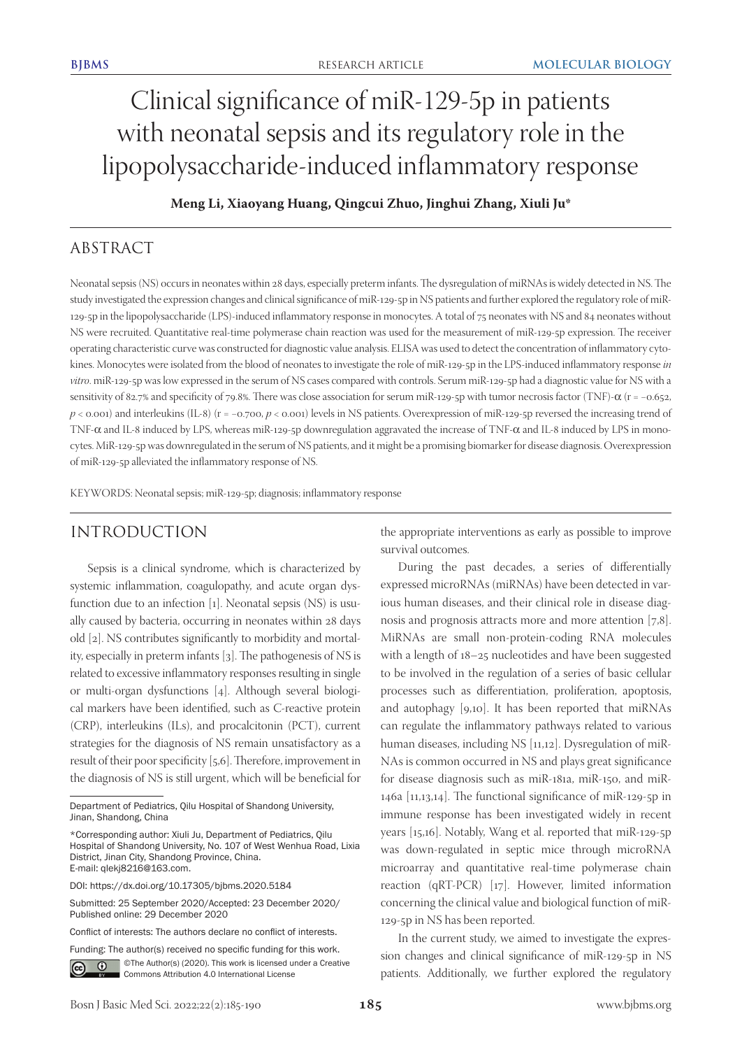# Clinical significance of miR-129-5p in patients with neonatal sepsis and its regulatory role in the lipopolysaccharide-induced inflammatory response

**Meng Li, Xiaoyang Huang, Qingcui Zhuo, Jinghui Zhang, Xiuli Ju***

## ABSTRACT

Neonatal sepsis (NS) occurs in neonates within 28 days, especially preterm infants. The dysregulation of miRNAs is widely detected in NS. The study investigated the expression changes and clinical significance of miR-129-5p in NS patients and further explored the regulatory role of miR-129-5p in the lipopolysaccharide (LPS)-induced inflammatory response in monocytes. A total of 75 neonates with NS and 84 neonates without NS were recruited. Quantitative real-time polymerase chain reaction was used for the measurement of miR-129-5p expression. The receiver operating characteristic curve was constructed for diagnostic value analysis. ELISA was used to detect the concentration of inflammatory cytokines. Monocytes were isolated from the blood of neonates to investigate the role of miR-129-5p in the LPS-induced inflammatory response *in vitro*. miR-129-5p was low expressed in the serum of NS cases compared with controls. Serum miR-129-5p had a diagnostic value for NS with a sensitivity of 82.7% and specificity of 79.8%. There was close association for serum miR-129-5p with tumor necrosis factor (TNF)-$\alpha$ ($r = -0.652$, $p < 0.001$) and interleukins (IL-8) ($r = -0.700$, $p < 0.001$) levels in NS patients. Overexpression of miR-129-5p reversed the increasing trend of TNF-$\alpha$ and IL-8 induced by LPS, whereas miR-129-5p downregulation aggravated the increase of TNF-$\alpha$ and IL-8 induced by LPS in monocytes. MiR-129-5p was downregulated in the serum of NS patients, and it might be a promising biomarker for disease diagnosis. Overexpression of miR-129-5p alleviated the inflammatory response of NS.

KEYWORDS: Neonatal sepsis; miR-129-5p; diagnosis; inflammatory response

## INTRODUCTION

Sepsis is a clinical syndrome, which is characterized by systemic inflammation, coagulopathy, and acute organ dysfunction due to an infection [1]. Neonatal sepsis (NS) is usually caused by bacteria, occurring in neonates within 28 days old [2]. NS contributes significantly to morbidity and mortality, especially in preterm infants [3]. The pathogenesis of NS is related to excessive inflammatory responses resulting in single or multi-organ dysfunctions [4]. Although several biological markers have been identified, such as C-reactive protein (CRP), interleukins (ILs), and procalcitonin (PCT), current strategies for the diagnosis of NS remain unsatisfactory as a result of their poor specificity [5,6]. Therefore, improvement in the diagnosis of NS is still urgent, which will be beneficial for the appropriate interventions as early as possible to improve survival outcomes.

During the past decades, a series of differentially expressed microRNAs (miRNAs) have been detected in various human diseases, and their clinical role in disease diagnosis and prognosis attracts more and more attention [7,8]. MiRNAs are small non-protein-coding RNA molecules with a length of 18–25 nucleotides and have been suggested to be involved in the regulation of a series of basic cellular processes such as differentiation, proliferation, apoptosis, and autophagy [9,10]. It has been reported that miRNAs can regulate the inflammatory pathways related to various human diseases, including NS [11,12]. Dysregulation of miRNAs is common occurred in NS and plays great significance for disease diagnosis such as miR-181a, miR-150, and miR-146a [11,13,14]. The functional significance of miR-129-5p in immune response has been investigated widely in recent years [15,16]. Notably, Wang et al. reported that miR-129-5p was down-regulated in septic mice through microRNA microarray and quantitative real-time polymerase chain reaction (qRT-PCR) [17]. However, limited information concerning the clinical value and biological function of miR-129-5p in NS has been reported.

In the current study, we aimed to investigate the expression changes and clinical significance of miR-129-5p in NS patients. Additionally, we further explored the regulatory

---

Department of Pediatrics, Qilu Hospital of Shandong University, Jinan, Shandong, China

*Corresponding author: Xiuli Ju, Department of Pediatrics, Qilu Hospital of Shandong University, No. 107 of West Wenhua Road, Lixia District, Jinan City, Shandong Province, China. E-mail: qlekj8216@163.com.

DOI: https://dx.doi.org/10.17305/bjbms.2020.5184

Submitted: 25 September 2020/Accepted: 23 December 2020/ Published online: 29 December 2020

Conflict of interests: The authors declare no conflict of interests.

Funding: The author(s) received no specific funding for this work.

©The Author(s) (2020). This work is licensed under a Creative Commons Attribution 4.0 International License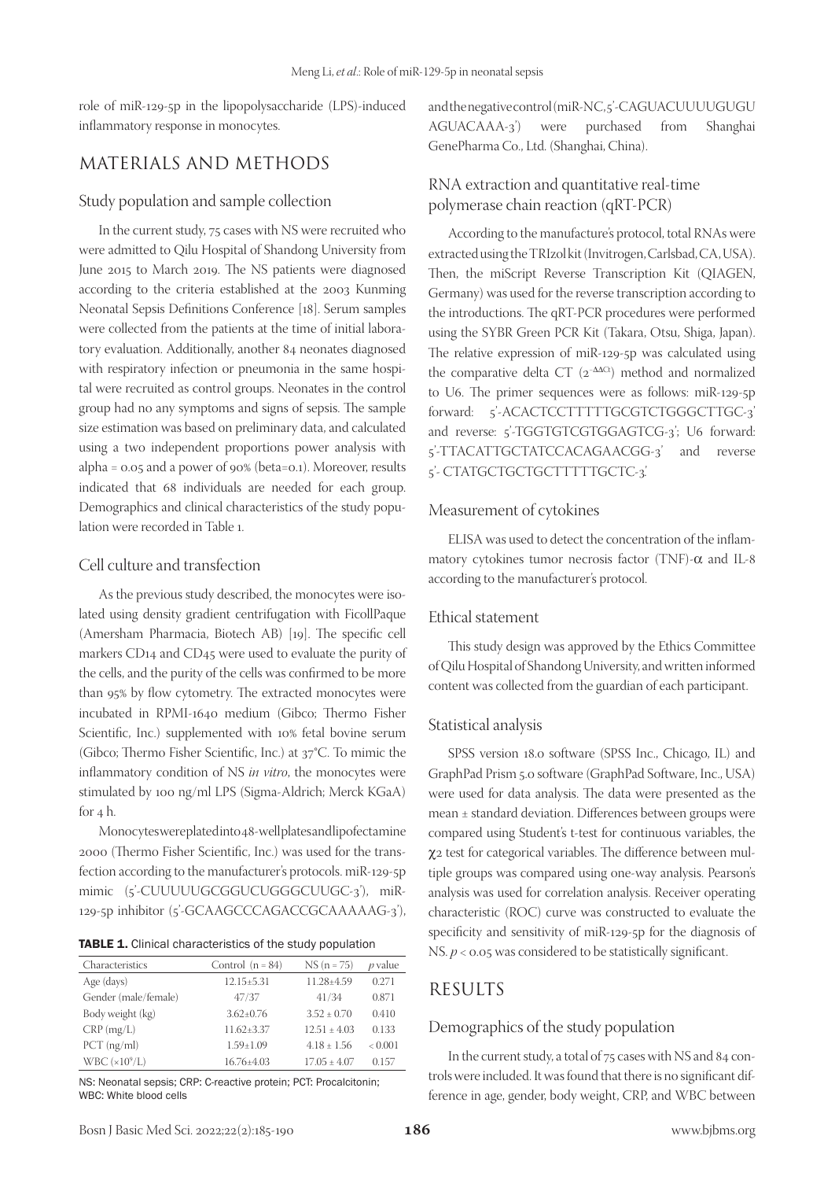role of miR-129-5p in the lipopolysaccharide (LPS)-induced inflammatory response in monocytes.

## MATERIALS AND METHODS

### Study population and sample collection

In the current study, 75 cases with NS were recruited who were admitted to Qilu Hospital of Shandong University from June 2015 to March 2019. The NS patients were diagnosed according to the criteria established at the 2003 Kunming Neonatal Sepsis Definitions Conference [18]. Serum samples were collected from the patients at the time of initial laboratory evaluation. Additionally, another 84 neonates diagnosed with respiratory infection or pneumonia in the same hospital were recruited as control groups. Neonates in the control group had no any symptoms and signs of sepsis. The sample size estimation was based on preliminary data, and calculated using a two independent proportions power analysis with alpha = 0.05 and a power of 90% (beta=0.1). Moreover, results indicated that 68 individuals are needed for each group. Demographics and clinical characteristics of the study population were recorded in Table 1.

### Cell culture and transfection

As the previous study described, the monocytes were isolated using density gradient centrifugation with FicollPaque (Amersham Pharmacia, Biotech AB) [19]. The specific cell markers CD14 and CD45 were used to evaluate the purity of the cells, and the purity of the cells was confirmed to be more than 95% by flow cytometry. The extracted monocytes were incubated in RPMI-1640 medium (Gibco; Thermo Fisher Scientific, Inc.) supplemented with 10% fetal bovine serum (Gibco; Thermo Fisher Scientific, Inc.) at 37°C. To mimic the inflammatory condition of NS *in vitro*, the monocytes were stimulated by 100 ng/ml LPS (Sigma-Aldrich; Merck KGaA) for 4 h.

Monocytes were plated into 48-well plates and lipofectamine 2000 (Thermo Fisher Scientific, Inc.) was used for the transfection according to the manufacturer's protocols. miR-129-5p mimic (5'-CUUUUUGCGGUCUGGGCUUGC-3'), miR-129-5p inhibitor (5'-GCAAGCCCAGACCGCAAAAAG-3'), and the negative control (miR-NC, 5'-CAGUACUUUUGUGUAGUACAAA-3') were purchased from Shanghai GenePharma Co., Ltd. (Shanghai, China).

**TABLE 1.** Clinical characteristics of the study population

| Characteristics | Control (n = 84) | NS (n = 75) | *p* value |
|---|---|---|---|
| Age (days) | 12.15±5.31 | 11.28±4.59 | 0.271 |
| Gender (male/female) | 47/37 | 41/34 | 0.871 |
| Body weight (kg) | 3.62±0.76 | 3.52 ± 0.70 | 0.410 |
| CRP (mg/L) | 11.62±3.37 | 12.51 ± 4.03 | 0.133 |
| PCT (ng/ml) | 1.59±1.09 | 4.18 ± 1.56 | < 0.001 |
| WBC ($\times 10^9$/L) | 16.76±4.03 | 17.05 ± 4.07 | 0.157 |

NS: Neonatal sepsis; CRP: C-reactive protein; PCT: Procalcitonin; WBC: White blood cells

### RNA extraction and quantitative real-time polymerase chain reaction (qRT-PCR)

According to the manufacture's protocol, total RNAs were extracted using the TRIzol kit (Invitrogen, Carlsbad, CA, USA). Then, the miScript Reverse Transcription Kit (QIAGEN, Germany) was used for the reverse transcription according to the introductions. The qRT-PCR procedures were performed using the SYBR Green PCR Kit (Takara, Otsu, Shiga, Japan). The relative expression of miR-129-5p was calculated using the comparative delta CT ($2^{-\Delta\Delta Ct}$) method and normalized to U6. The primer sequences were as follows: miR-129-5p forward: 5'-ACACTCCTTTTTGCGTCTGGGCTTGC-3' and reverse: 5'-TGGTGTCGTGGAGTCG-3'; U6 forward: 5'-TTACATTGCTATCCACAGAACGG-3' and reverse 5'- CTATGCTGCTGCTTTTTGCTC-3'.

### Measurement of cytokines

ELISA was used to detect the concentration of the inflammatory cytokines tumor necrosis factor (TNF)-$\alpha$ and IL-8 according to the manufacturer's protocol.

### Ethical statement

This study design was approved by the Ethics Committee of Qilu Hospital of Shandong University, and written informed content was collected from the guardian of each participant.

### Statistical analysis

SPSS version 18.0 software (SPSS Inc., Chicago, IL) and GraphPad Prism 5.0 software (GraphPad Software, Inc., USA) were used for data analysis. The data were presented as the mean ± standard deviation. Differences between groups were compared using Student's t-test for continuous variables, the $\chi^2$ test for categorical variables. The difference between multiple groups was compared using one-way analysis. Pearson's analysis was used for correlation analysis. Receiver operating characteristic (ROC) curve was constructed to evaluate the specificity and sensitivity of miR-129-5p for the diagnosis of NS. $p < 0.05$ was considered to be statistically significant.

## RESULTS

### Demographics of the study population

In the current study, a total of 75 cases with NS and 84 controls were included. It was found that there is no significant difference in age, gender, body weight, CRP, and WBC between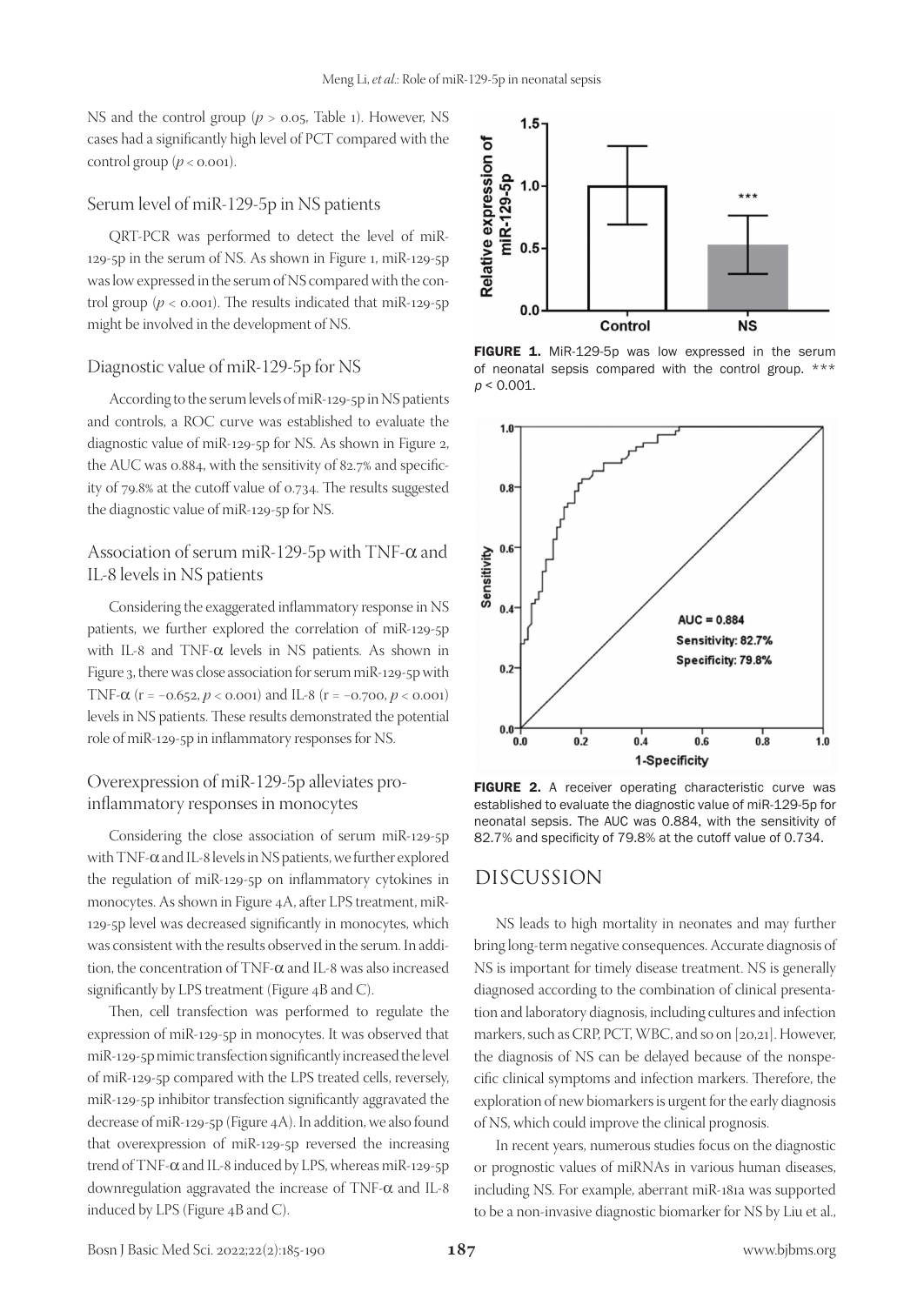NS and the control group ($p > 0.05$, Table 1). However, NS cases had a significantly high level of PCT compared with the control group ($p < 0.001$).

## Serum level of miR-129-5p in NS patients

QRT-PCR was performed to detect the level of miR-129-5p in the serum of NS. As shown in Figure 1, miR-129-5p was low expressed in the serum of NS compared with the control group ($p < 0.001$). The results indicated that miR-129-5p might be involved in the development of NS.

## Diagnostic value of miR-129-5p for NS

According to the serum levels of miR-129-5p in NS patients and controls, a ROC curve was established to evaluate the diagnostic value of miR-129-5p for NS. As shown in Figure 2, the AUC was 0.884, with the sensitivity of 82.7% and specificity of 79.8% at the cutoff value of 0.734. The results suggested the diagnostic value of miR-129-5p for NS.

## Association of serum miR-129-5p with TNF-α and IL-8 levels in NS patients

Considering the exaggerated inflammatory response in NS patients, we further explored the correlation of miR-129-5p with IL-8 and TNF-α levels in NS patients. As shown in Figure 3, there was close association for serum miR-129-5p with TNF-α ($r = -0.652$, $p < 0.001$) and IL-8 ($r = -0.700$, $p < 0.001$) levels in NS patients. These results demonstrated the potential role of miR-129-5p in inflammatory responses for NS.

## Overexpression of miR-129-5p alleviates pro-inflammatory responses in monocytes

Considering the close association of serum miR-129-5p with TNF-α and IL-8 levels in NS patients, we further explored the regulation of miR-129-5p on inflammatory cytokines in monocytes. As shown in Figure 4A, after LPS treatment, miR-129-5p level was decreased significantly in monocytes, which was consistent with the results observed in the serum. In addition, the concentration of TNF-α and IL-8 was also increased significantly by LPS treatment (Figure 4B and C).

Then, cell transfection was performed to regulate the expression of miR-129-5p in monocytes. It was observed that miR-129-5p mimic transfection significantly increased the level of miR-129-5p compared with the LPS treated cells, reversely, miR-129-5p inhibitor transfection significantly aggravated the decrease of miR-129-5p (Figure 4A). In addition, we also found that overexpression of miR-129-5p reversed the increasing trend of TNF-α and IL-8 induced by LPS, whereas miR-129-5p downregulation aggravated the increase of TNF-α and IL-8 induced by LPS (Figure 4B and C).

**FIGURE 1.** MiR-129-5p was low expressed in the serum of neonatal sepsis compared with the control group. *** $p < 0.001$.

**FIGURE 2.** A receiver operating characteristic curve was established to evaluate the diagnostic value of miR-129-5p for neonatal sepsis. The AUC was 0.884, with the sensitivity of 82.7% and specificity of 79.8% at the cutoff value of 0.734.

# DISCUSSION

NS leads to high mortality in neonates and may further bring long-term negative consequences. Accurate diagnosis of NS is important for timely disease treatment. NS is generally diagnosed according to the combination of clinical presentation and laboratory diagnosis, including cultures and infection markers, such as CRP, PCT, WBC, and so on [20,21]. However, the diagnosis of NS can be delayed because of the nonspecific clinical symptoms and infection markers. Therefore, the exploration of new biomarkers is urgent for the early diagnosis of NS, which could improve the clinical prognosis.

In recent years, numerous studies focus on the diagnostic or prognostic values of miRNAs in various human diseases, including NS. For example, aberrant miR-181a was supported to be a non-invasive diagnostic biomarker for NS by Liu et al.,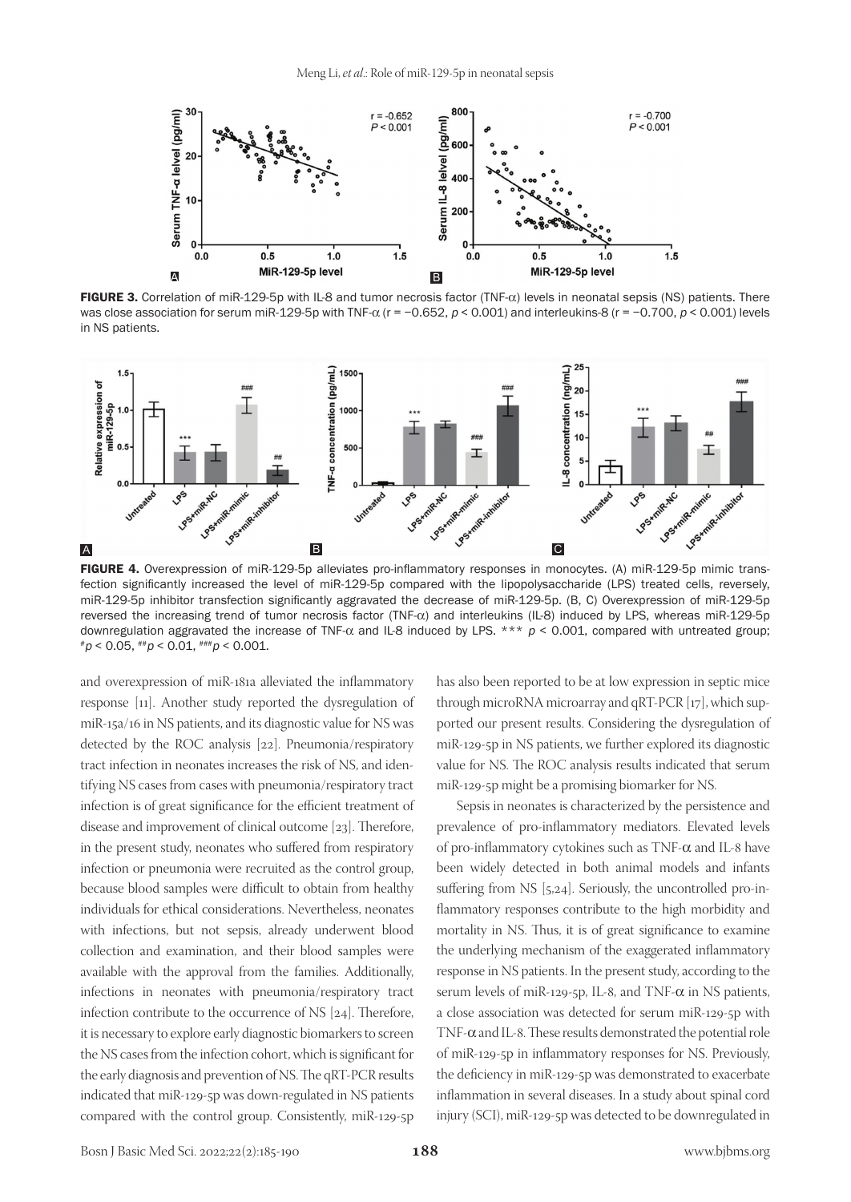FIGURE 3. Correlation of miR-129-5p with IL-8 and tumor necrosis factor (TNF-α) levels in neonatal sepsis (NS) patients. There was close association for serum miR-129-5p with TNF-α (r = −0.652, $p < 0.001$) and interleukins-8 (r = −0.700, $p < 0.001$) levels in NS patients.

FIGURE 4. Overexpression of miR-129-5p alleviates pro-inflammatory responses in monocytes. (A) miR-129-5p mimic transfection significantly increased the level of miR-129-5p compared with the lipopolysaccharide (LPS) treated cells, reversely, miR-129-5p inhibitor transfection significantly aggravated the decrease of miR-129-5p. (B, C) Overexpression of miR-129-5p reversed the increasing trend of tumor necrosis factor (TNF-α) and interleukins (IL-8) induced by LPS, whereas miR-129-5p downregulation aggravated the increase of TNF-α and IL-8 induced by LPS. *** $p < 0.001$, compared with untreated group; $^{\#}p < 0.05$, $^{\#\#}p < 0.01$, $^{\#\#\#}p < 0.001$.

and overexpression of miR-181a alleviated the inflammatory response [11]. Another study reported the dysregulation of miR-15a/16 in NS patients, and its diagnostic value for NS was detected by the ROC analysis [22]. Pneumonia/respiratory tract infection in neonates increases the risk of NS, and identifying NS cases from cases with pneumonia/respiratory tract infection is of great significance for the efficient treatment of disease and improvement of clinical outcome [23]. Therefore, in the present study, neonates who suffered from respiratory infection or pneumonia were recruited as the control group, because blood samples were difficult to obtain from healthy individuals for ethical considerations. Nevertheless, neonates with infections, but not sepsis, already underwent blood collection and examination, and their blood samples were available with the approval from the families. Additionally, infections in neonates with pneumonia/respiratory tract infection contribute to the occurrence of NS [24]. Therefore, it is necessary to explore early diagnostic biomarkers to screen the NS cases from the infection cohort, which is significant for the early diagnosis and prevention of NS. The qRT-PCR results indicated that miR-129-5p was down-regulated in NS patients compared with the control group. Consistently, miR-129-5p has also been reported to be at low expression in septic mice through microRNA microarray and qRT-PCR [17], which supported our present results. Considering the dysregulation of miR-129-5p in NS patients, we further explored its diagnostic value for NS. The ROC analysis results indicated that serum miR-129-5p might be a promising biomarker for NS.

Sepsis in neonates is characterized by the persistence and prevalence of pro-inflammatory mediators. Elevated levels of pro-inflammatory cytokines such as TNF-α and IL-8 have been widely detected in both animal models and infants suffering from NS [5,24]. Seriously, the uncontrolled pro-inflammatory responses contribute to the high morbidity and mortality in NS. Thus, it is of great significance to examine the underlying mechanism of the exaggerated inflammatory response in NS patients. In the present study, according to the serum levels of miR-129-5p, IL-8, and TNF-α in NS patients, a close association was detected for serum miR-129-5p with TNF-α and IL-8. These results demonstrated the potential role of miR-129-5p in inflammatory responses for NS. Previously, the deficiency in miR-129-5p was demonstrated to exacerbate inflammation in several diseases. In a study about spinal cord injury (SCI), miR-129-5p was detected to be downregulated in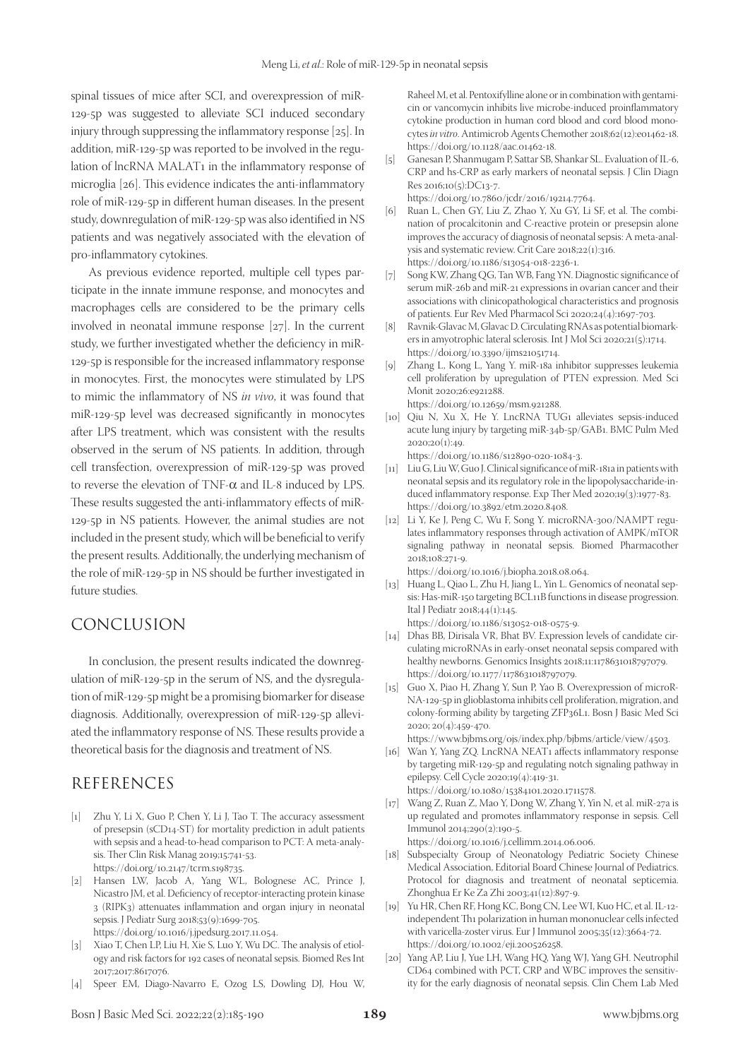spinal tissues of mice after SCI, and overexpression of miR-129-5p was suggested to alleviate SCI induced secondary injury through suppressing the inflammatory response [25]. In addition, miR-129-5p was reported to be involved in the regulation of lncRNA MALAT1 in the inflammatory response of microglia [26]. This evidence indicates the anti-inflammatory role of miR-129-5p in different human diseases. In the present study, downregulation of miR-129-5p was also identified in NS patients and was negatively associated with the elevation of pro-inflammatory cytokines.

As previous evidence reported, multiple cell types participate in the innate immune response, and monocytes and macrophages cells are considered to be the primary cells involved in neonatal immune response [27]. In the current study, we further investigated whether the deficiency in miR-129-5p is responsible for the increased inflammatory response in monocytes. First, the monocytes were stimulated by LPS to mimic the inflammatory of NS *in vivo*, it was found that miR-129-5p level was decreased significantly in monocytes after LPS treatment, which was consistent with the results observed in the serum of NS patients. In addition, through cell transfection, overexpression of miR-129-5p was proved to reverse the elevation of TNF-$\alpha$ and IL-8 induced by LPS. These results suggested the anti-inflammatory effects of miR-129-5p in NS patients. However, the animal studies are not included in the present study, which will be beneficial to verify the present results. Additionally, the underlying mechanism of the role of miR-129-5p in NS should be further investigated in future studies.

## CONCLUSION

In conclusion, the present results indicated the downregulation of miR-129-5p in the serum of NS, and the dysregulation of miR-129-5p might be a promising biomarker for disease diagnosis. Additionally, overexpression of miR-129-5p alleviated the inflammatory response of NS. These results provide a theoretical basis for the diagnosis and treatment of NS.

## REFERENCES

[1] Zhu Y, Li X, Guo P, Chen Y, Li J, Tao T. The accuracy assessment of presepsin (sCD14-ST) for mortality prediction in adult patients with sepsis and a head-to-head comparison to PCT: A meta-analysis. Ther Clin Risk Manag 2019;15:741-53. https://doi.org/10.2147/tcrm.s198735.

[2] Hansen LW, Jacob A, Yang WL, Bolognese AC, Prince J, Nicastro JM, et al. Deficiency of receptor-interacting protein kinase 3 (RIPK3) attenuates inflammation and organ injury in neonatal sepsis. J Pediatr Surg 2018;53(9):1699-705. https://doi.org/10.1016/j.jpedsurg.2017.11.054.

[3] Xiao T, Chen LP, Liu H, Xie S, Luo Y, Wu DC. The analysis of etiology and risk factors for 192 cases of neonatal sepsis. Biomed Res Int 2017;2017:8617076.

[4] Speer EM, Diago-Navarro E, Ozog LS, Dowling DJ, Hou W, Raheel M, et al. Pentoxifylline alone or in combination with gentamicin or vancomycin inhibits live microbe-induced proinflammatory cytokine production in human cord blood and cord blood monocytes *in vitro*. Antimicrob Agents Chemother 2018;62(12):e01462-18. https://doi.org/10.1128/aac.01462-18.

[5] Ganesan P, Shanmugam P, Sattar SB, Shankar SL. Evaluation of IL-6, CRP and hs-CRP as early markers of neonatal sepsis. J Clin Diagn Res 2016;10(5):DC13-7. https://doi.org/10.7860/jcdr/2016/19214.7764.

[6] Ruan L, Chen GY, Liu Z, Zhao Y, Xu GY, Li SF, et al. The combination of procalcitonin and C-reactive protein or presepsin alone improves the accuracy of diagnosis of neonatal sepsis: A meta-analysis and systematic review. Crit Care 2018;22(1):316. https://doi.org/10.1186/s13054-018-2236-1.

[7] Song KW, Zhang QG, Tan WB, Fang YN. Diagnostic significance of serum miR-26b and miR-21 expressions in ovarian cancer and their associations with clinicopathological characteristics and prognosis of patients. Eur Rev Med Pharmacol Sci 2020;24(4):1697-703.

[8] Ravnik-Glavac M, Glavac D. Circulating RNAs as potential biomarkers in amyotrophic lateral sclerosis. Int J Mol Sci 2020;21(5):1714. https://doi.org/10.3390/ijms21051714.

[9] Zhang L, Kong L, Yang Y. miR-18a inhibitor suppresses leukemia cell proliferation by upregulation of PTEN expression. Med Sci Monit 2020;26:e921288. https://doi.org/10.12659/msm.921288.

[10] Qiu N, Xu X, He Y. LncRNA TUG1 alleviates sepsis-induced acute lung injury by targeting miR-34b-5p/GAB1. BMC Pulm Med 2020;20(1):49. https://doi.org/10.1186/s12890-020-1084-3.

[11] Liu G, Liu W, Guo J. Clinical significance of miR-181a in patients with neonatal sepsis and its regulatory role in the lipopolysaccharide-induced inflammatory response. Exp Ther Med 2020;19(3):1977-83. https://doi.org/10.3892/etm.2020.8408.

[12] Li Y, Ke J, Peng C, Wu F, Song Y. microRNA-300/NAMPT regulates inflammatory responses through activation of AMPK/mTOR signaling pathway in neonatal sepsis. Biomed Pharmacother 2018;108:271-9. https://doi.org/10.1016/j.biopha.2018.08.064.

[13] Huang L, Qiao L, Zhu H, Jiang L, Yin L. Genomics of neonatal sepsis: Has-miR-150 targeting BCL11B functions in disease progression. Ital J Pediatr 2018;44(1):145. https://doi.org/10.1186/s13052-018-0575-9.

[14] Dhas BB, Dirisala VR, Bhat BV. Expression levels of candidate circulating microRNAs in early-onset neonatal sepsis compared with healthy newborns. Genomics Insights 2018;11:1178631018797079. https://doi.org/10.1177/1178631018797079.

[15] Guo X, Piao H, Zhang Y, Sun P, Yao B. Overexpression of microRNA-129-5p in glioblastoma inhibits cell proliferation, migration, and colony-forming ability by targeting ZFP36L1. Bosn J Basic Med Sci 2020; 20(4):459-470. https://www.bjbms.org/ojs/index.php/bjbms/article/view/4503.

[16] Wan Y, Yang ZQ. LncRNA NEAT1 affects inflammatory response by targeting miR-129-5p and regulating notch signaling pathway in epilepsy. Cell Cycle 2020;19(4):419-31. https://doi.org/10.1080/15384101.2020.1711578.

[17] Wang Z, Ruan Z, Mao Y, Dong W, Zhang Y, Yin N, et al. miR-27a is up regulated and promotes inflammatory response in sepsis. Cell Immunol 2014;290(2):190-5. https://doi.org/10.1016/j.cellimm.2014.06.006.

[18] Subspecialty Group of Neonatology Pediatric Society Chinese Medical Association, Editorial Board Chinese Journal of Pediatrics. Protocol for diagnosis and treatment of neonatal septicemia. Zhonghua Er Ke Za Zhi 2003;41(12):897-9.

[19] Yu HR, Chen RF, Hong KC, Bong CN, Lee WI, Kuo HC, et al. IL-12-independent Th1 polarization in human mononuclear cells infected with varicella-zoster virus. Eur J Immunol 2005;35(12):3664-72. https://doi.org/10.1002/eji.200526258.

[20] Yang AP, Liu J, Yue LH, Wang HQ, Yang WJ, Yang GH. Neutrophil CD64 combined with PCT, CRP and WBC improves the sensitivity for the early diagnosis of neonatal sepsis. Clin Chem Lab Med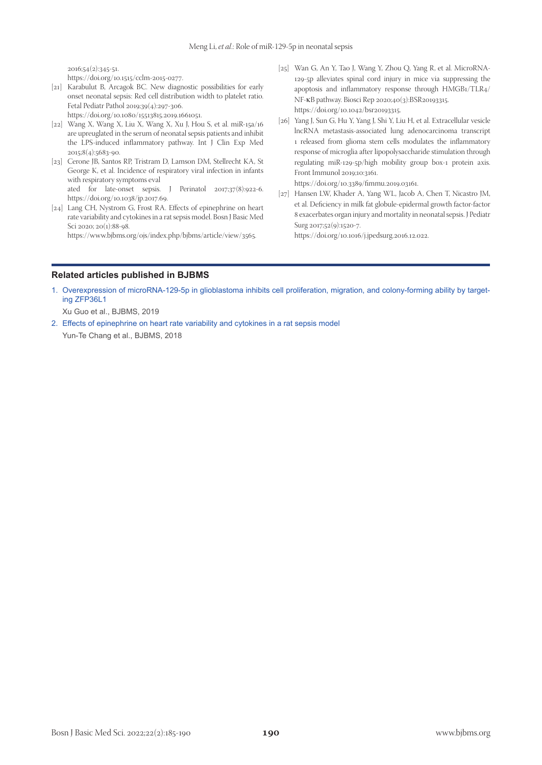2016;54(2):345-51.
https://doi.org/10.1515/cclm-2015-0277.

[21] Karabulut B, Arcagok BC. New diagnostic possibilities for early onset neonatal sepsis: Red cell distribution width to platelet ratio. Fetal Pediatr Pathol 2019;39(4):297-306.
https://doi.org/10.1080/15513815.2019.1661051.

[22] Wang X, Wang X, Liu X, Wang X, Xu J, Hou S, et al. miR-15a/16 are upreuglated in the serum of neonatal sepsis patients and inhibit the LPS-induced inflammatory pathway. Int J Clin Exp Med 2015;8(4):5683-90.

[23] Cerone JB, Santos RP, Tristram D, Lamson DM, Stellrecht KA, St George K, et al. Incidence of respiratory viral infection in infants with respiratory symptoms eval
ated for late-onset sepsis. J Perinatol 2017;37(8):922-6.
https://doi.org/10.1038/jp.2017.69.

[24] Lang CH, Nystrom G, Frost RA. Effects of epinephrine on heart rate variability and cytokines in a rat sepsis model. Bosn J Basic Med Sci 2020; 20(1):88-98.
https://www.bjbms.org/ojs/index.php/bjbms/article/view/3565.

[25] Wan G, An Y, Tao J, Wang Y, Zhou Q, Yang R, et al. MicroRNA-129-5p alleviates spinal cord injury in mice via suppressing the apoptosis and inflammatory response through HMGB1/TLR4/NF-κB pathway. Biosci Rep 2020;40(3):BSR20193315.
https://doi.org/10.1042/bsr20193315.

[26] Yang J, Sun G, Hu Y, Yang J, Shi Y, Liu H, et al. Extracellular vesicle lncRNA metastasis-associated lung adenocarcinoma transcript 1 released from glioma stem cells modulates the inflammatory response of microglia after lipopolysaccharide stimulation through regulating miR-129-5p/high mobility group box-1 protein axis. Front Immunol 2019;10:3161.
https://doi.org/10.3389/fimmu.2019.03161.

[27] Hansen LW, Khader A, Yang WL, Jacob A, Chen T, Nicastro JM, et al. Deficiency in milk fat globule-epidermal growth factor-factor 8 exacerbates organ injury and mortality in neonatal sepsis. J Pediatr Surg 2017;52(9):1520-7.
https://doi.org/10.1016/j.jpedsurg.2016.12.022.

## Related articles published in BJBMS

1. Overexpression of microRNA-129-5p in glioblastoma inhibits cell proliferation, migration, and colony-forming ability by targeting ZFP36L1

   Xu Guo et al., BJBMS, 2019

2. Effects of epinephrine on heart rate variability and cytokines in a rat sepsis model

   Yun-Te Chang et al., BJBMS, 2018